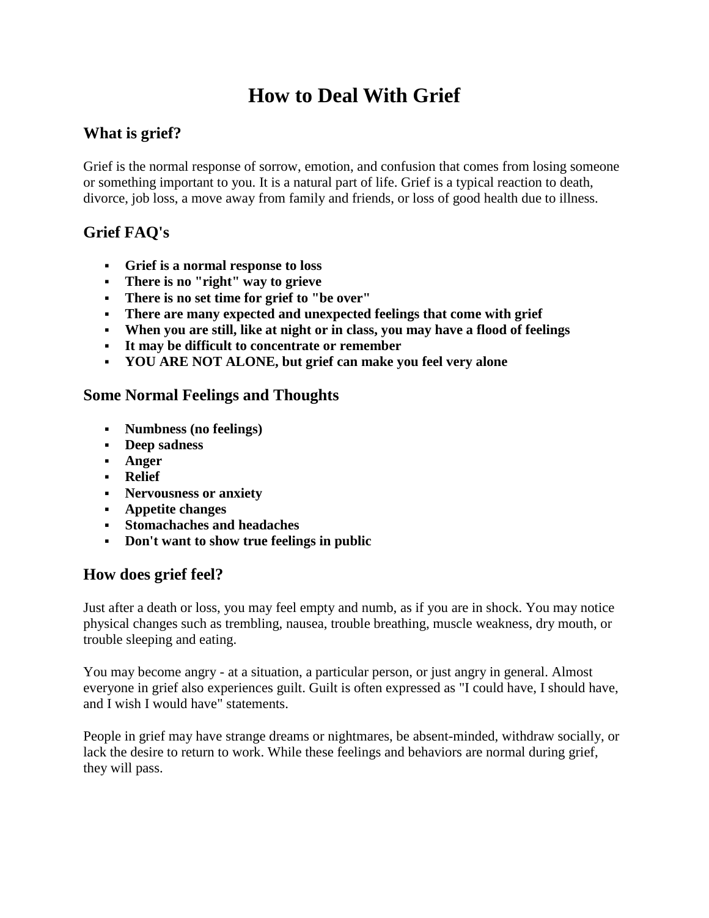# How to Deal With Grief

## What is grief?

Grief is the normal response of sorrow, emotion, and confusion that comes from losing someone or something important to you. It is a natural part of life. Grief is a typical reaction to death, divorce, job loss, a move away from family and friends, or loss of good health due to illness.

## Grief FAQ's

- **Grief is a normal response to loss**
- **There is no "right" way to grieve**
- **There is no set time for grief to "be over"**
- **There are many expected and unexpected feelings that come with grief**
- **When you are still, like at night or in class, you may have a flood of feelings**
- **It may be difficult to concentrate or remember**
- **YOU ARE NOT ALONE, but grief can make you feel very alone**

## Some Normal Feelings and Thoughts

- **Numbness (no feelings)**
- **Deep sadness**
- **Anger**
- **Relief**
- **Nervousness or anxiety**
- **Appetite changes**
- **Stomachaches and headaches**
- **Don't want to show true feelings in public**

## How does grief feel?

Just after a death or loss, you may feel empty and numb, as if you are in shock. You may notice physical changes such as trembling, nausea, trouble breathing, muscle weakness, dry mouth, or trouble sleeping and eating.

You may become angry - at a situation, a particular person, or just angry in general. Almost everyone in grief also experiences guilt. Guilt is often expressed as "I could have, I should have, and I wish I would have" statements.

People in grief may have strange dreams or nightmares, be absent-minded, withdraw socially, or lack the desire to return to work. While these feelings and behaviors are normal during grief, they will pass.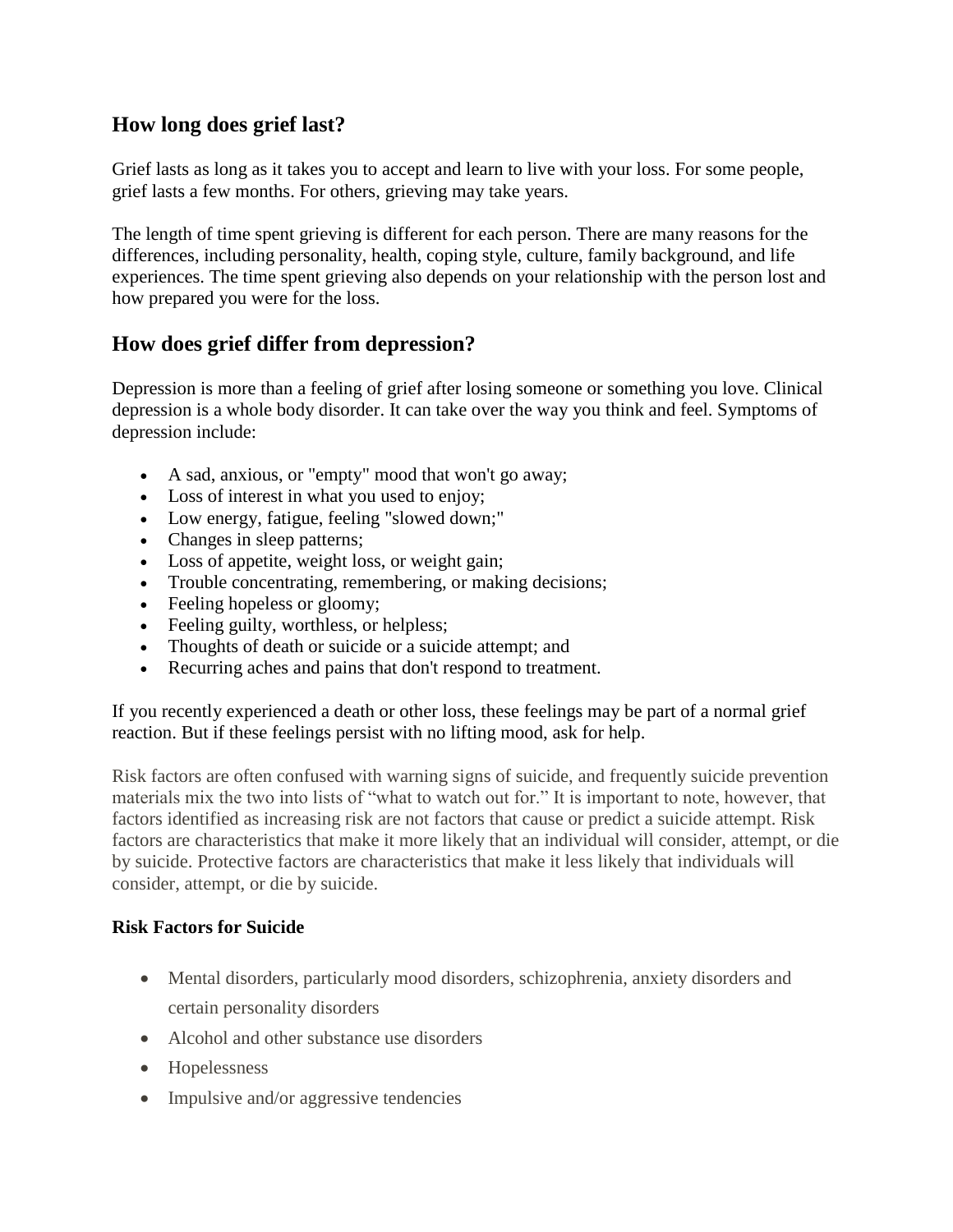## How long does grief last?

Grief lasts as long as it takes you to accept and learn to live with your loss. For some people, grief lasts a few months. For others, grieving may take years.

The length of time spent grieving is different for each person. There are many reasons for the differences, including personality, health, coping style, culture, family background, and life experiences. The time spent grieving also depends on your relationship with the person lost and how prepared you were for the loss.

## How does grief differ from depression?

Depression is more than a feeling of grief after losing someone or something you love. Clinical depression is a whole body disorder. It can take over the way you think and feel. Symptoms of depression include:

- A sad, anxious, or "empty" mood that won't go away;
- Loss of interest in what you used to enjoy;
- Low energy, fatigue, feeling "slowed down;"
- Changes in sleep patterns;
- Loss of appetite, weight loss, or weight gain;
- Trouble concentrating, remembering, or making decisions;
- Feeling hopeless or gloomy;
- Feeling guilty, worthless, or helpless;
- Thoughts of death or suicide or a suicide attempt; and
- Recurring aches and pains that don't respond to treatment.

If you recently experienced a death or other loss, these feelings may be part of a normal grief reaction. But if these feelings persist with no lifting mood, ask for help.

Risk factors are often confused with warning signs of suicide, and frequently suicide prevention materials mix the two into lists of "what to watch out for." It is important to note, however, that factors identified as increasing risk are not factors that cause or predict a suicide attempt. Risk factors are characteristics that make it more likely that an individual will consider, attempt, or die by suicide. Protective factors are characteristics that make it less likely that individuals will consider, attempt, or die by suicide.

**Risk Factors for Suicide**

- Mental disorders, particularly mood disorders, schizophrenia, anxiety disorders and certain personality disorders
- Alcohol and other substance use disorders
- Hopelessness
- Impulsive and/or aggressive tendencies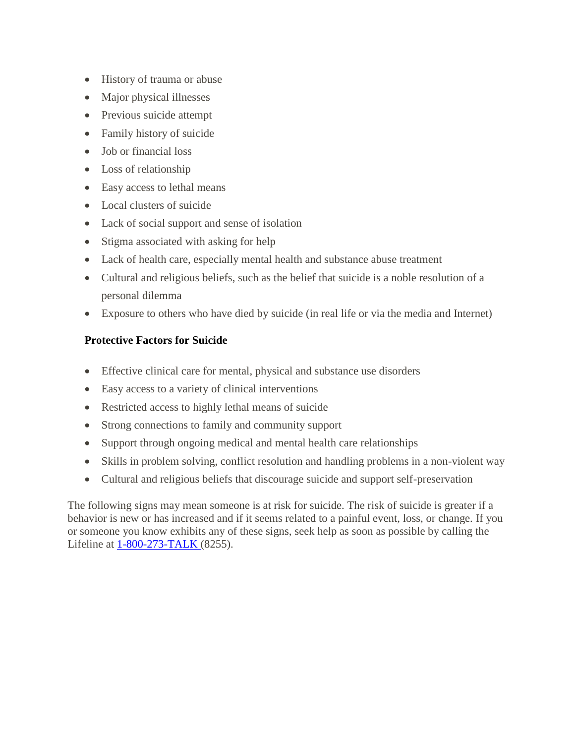- History of trauma or abuse
- Major physical illnesses
- Previous suicide attempt
- Family history of suicide
- Job or financial loss
- Loss of relationship
- Easy access to lethal means
- Local clusters of suicide
- Lack of social support and sense of isolation
- Stigma associated with asking for help
- Lack of health care, especially mental health and substance abuse treatment
- Cultural and religious beliefs, such as the belief that suicide is a noble resolution of a personal dilemma
- Exposure to others who have died by suicide (in real life or via the media and Internet)

**Protective Factors for Suicide**

- Effective clinical care for mental, physical and substance use disorders
- Easy access to a variety of clinical interventions
- Restricted access to highly lethal means of suicide
- Strong connections to family and community support
- Support through ongoing medical and mental health care relationships
- Skills in problem solving, conflict resolution and handling problems in a non-violent way
- Cultural and religious beliefs that discourage suicide and support self-preservation

The following signs may mean someone is at risk for suicide. The risk of suicide is greater if a behavior is new or has increased and if it seems related to a painful event, loss, or change. If you or someone you know exhibits any of these signs, seek help as soon as possible by calling the Lifeline at 1-800-273-TALK (8255).